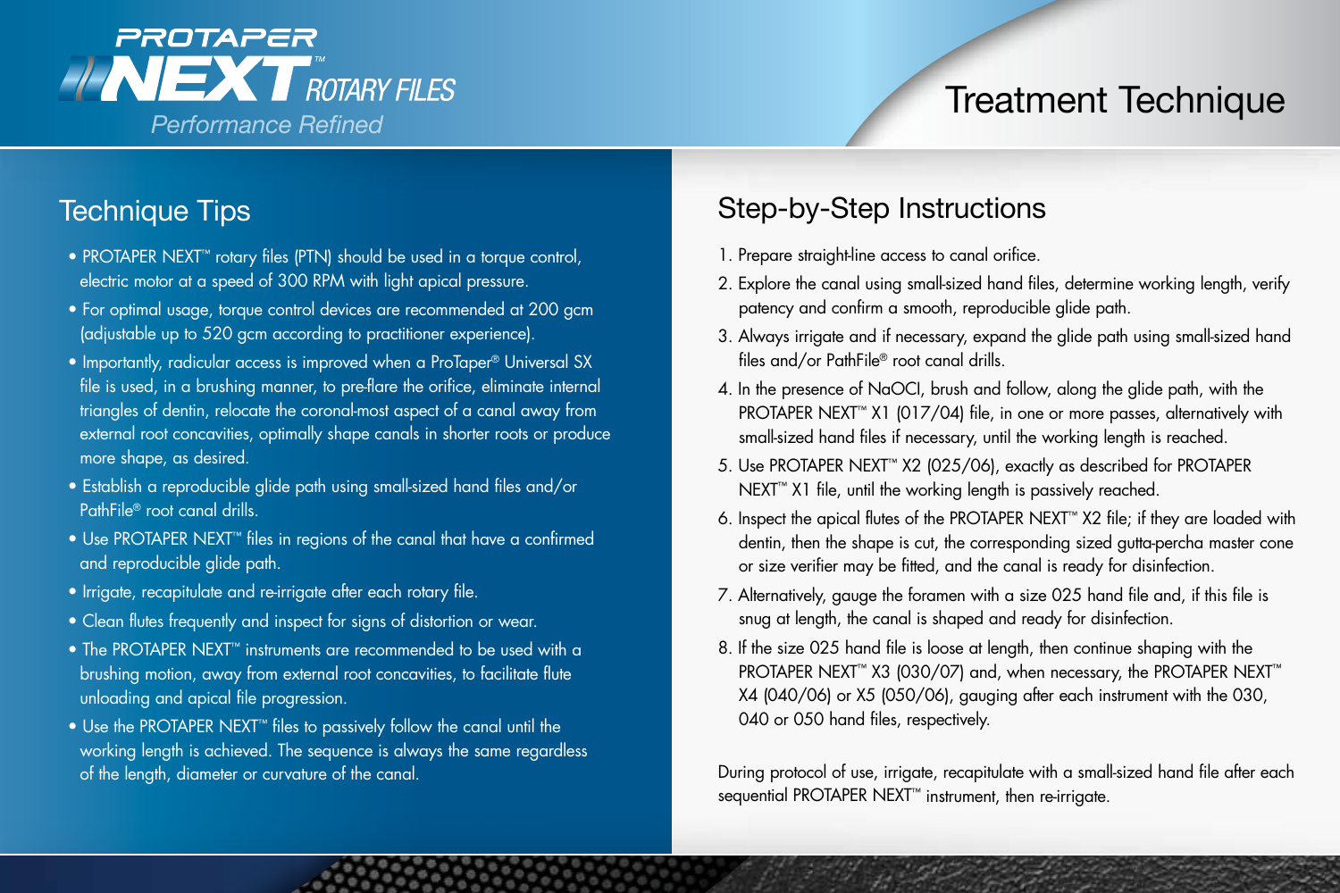# PROTAPER NEXT™ ROTARY FILES

*Performance Refined*

# Treatment Technique

## Technique Tips

- PROTAPER NEXT™ rotary files (PTN) should be used in a torque control, electric motor at a speed of 300 RPM with light apical pressure.
- For optimal usage, torque control devices are recommended at 200 gcm (adjustable up to 520 gcm according to practitioner experience).
- Importantly, radicular access is improved when a ProTaper® Universal SX file is used, in a brushing manner, to pre-flare the orifice, eliminate internal triangles of dentin, relocate the coronal-most aspect of a canal away from external root concavities, optimally shape canals in shorter roots or produce more shape, as desired.
- Establish a reproducible glide path using small-sized hand files and/or PathFile® root canal drills.
- Use PROTAPER NEXT™ files in regions of the canal that have a confirmed and reproducible glide path.
- Irrigate, recapitulate and re-irrigate after each rotary file.
- Clean flutes frequently and inspect for signs of distortion or wear.
- The PROTAPER NEXT™ instruments are recommended to be used with a brushing motion, away from external root concavities, to facilitate flute unloading and apical file progression.
- Use the PROTAPER NEXT™ files to passively follow the canal until the working length is achieved. The sequence is always the same regardless of the length, diameter or curvature of the canal.

## Step-by-Step Instructions

1. Prepare straight-line access to canal orifice.
2. Explore the canal using small-sized hand files, determine working length, verify patency and confirm a smooth, reproducible glide path.
3. Always irrigate and if necessary, expand the glide path using small-sized hand files and/or PathFile® root canal drills.
4. In the presence of NaOCl, brush and follow, along the glide path, with the PROTAPER NEXT™ X1 (017/04) file, in one or more passes, alternatively with small-sized hand files if necessary, until the working length is reached.
5. Use PROTAPER NEXT™ X2 (025/06), exactly as described for PROTAPER NEXT™ X1 file, until the working length is passively reached.
6. Inspect the apical flutes of the PROTAPER NEXT™ X2 file; if they are loaded with dentin, then the shape is cut, the corresponding sized gutta-percha master cone or size verifier may be fitted, and the canal is ready for disinfection.
7. Alternatively, gauge the foramen with a size 025 hand file and, if this file is snug at length, the canal is shaped and ready for disinfection.
8. If the size 025 hand file is loose at length, then continue shaping with the PROTAPER NEXT™ X3 (030/07) and, when necessary, the PROTAPER NEXT™ X4 (040/06) or X5 (050/06), gauging after each instrument with the 030, 040 or 050 hand files, respectively.

During protocol of use, irrigate, recapitulate with a small-sized hand file after each sequential PROTAPER NEXT™ instrument, then re-irrigate.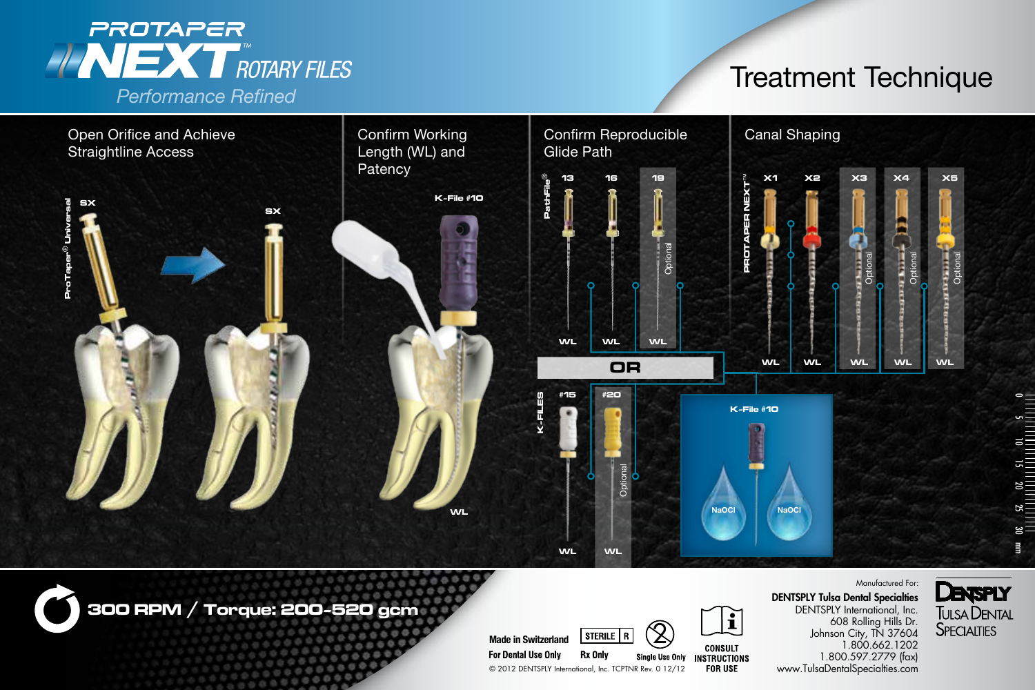# PROTAPER NEXT™ ROTARY FILES

*Performance Refined*

## Treatment Technique

### Open Orifice and Achieve Straightline Access

ProTaper® Universal

SX

SX

### Confirm Working Length (WL) and Patency

K-File #10

WL

### Confirm Reproducible Glide Path

PathFile®

13

16

19

Optional

WL

WL

WL

OR

K-FILES

#15

#20

Optional

WL

WL

### Canal Shaping

PROTAPER NEXT™

X1

X2

X3

X4

X5

Optional

Optional

Optional

WL

WL

WL

WL

WL

K-File #10

NaOCl

NaOCl

0 5 10 15 20 25 30 mm

**300 RPM / Torque: 200-520 gcm**

Made in Switzerland

For Dental Use Only

STERILE R

Rx Only

Single Use Only

CONSULT INSTRUCTIONS FOR USE

© 2012 DENTSPLY International, Inc. TCPTNR Rev. 0 12/12

Manufactured For:

**DENTSPLY Tulsa Dental Specialties**

DENTSPLY International, Inc.
608 Rolling Hills Dr.
Johnson City, TN 37604
1.800.662.1202
1.800.597.2779 (fax)
www.TulsaDentalSpecialties.com

DENTSPLY TULSA DENTAL SPECIALTIES